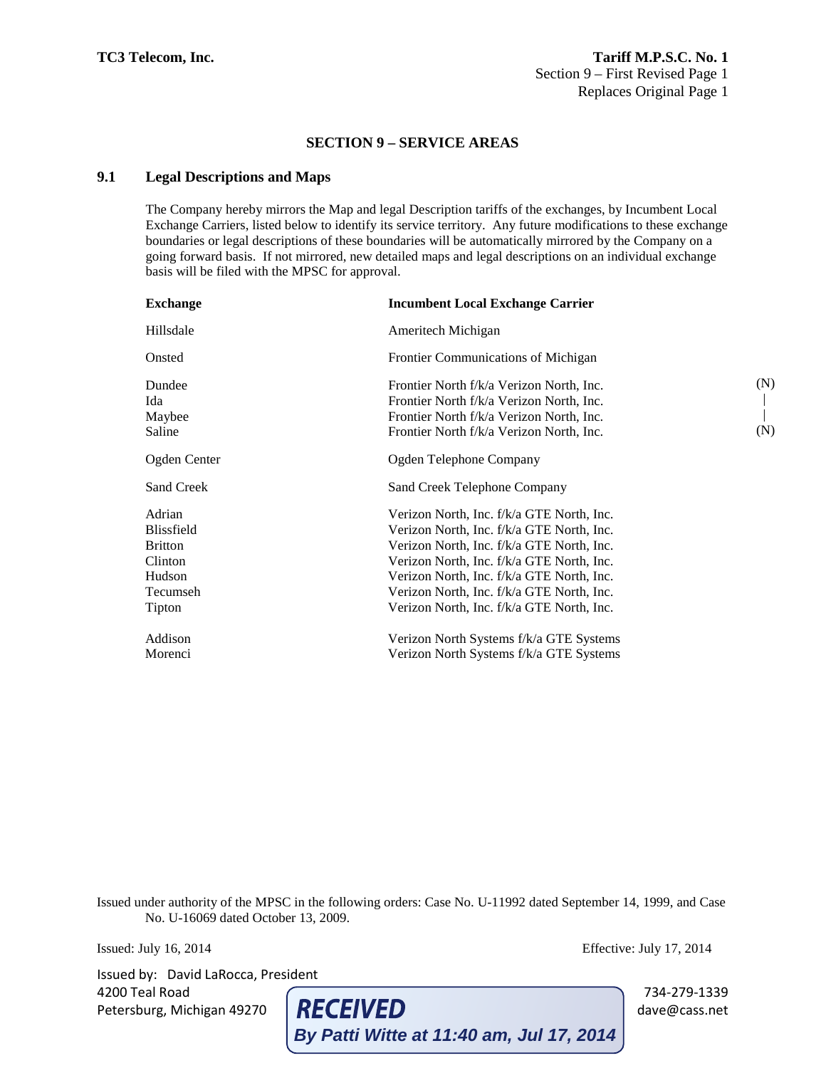**TC3 Telecom, Inc.**

**Tariff M.P.S.C. No. 1**
Section 9 – First Revised Page 1
Replaces Original Page 1

## SECTION 9 – SERVICE AREAS

### 9.1 Legal Descriptions and Maps

The Company hereby mirrors the Map and legal Description tariffs of the exchanges, by Incumbent Local Exchange Carriers, listed below to identify its service territory. Any future modifications to these exchange boundaries or legal descriptions of these boundaries will be automatically mirrored by the Company on a going forward basis. If not mirrored, new detailed maps and legal descriptions on an individual exchange basis will be filed with the MPSC for approval.

| Exchange | Incumbent Local Exchange Carrier | |
|---|---|---|
| Hillsdale | Ameritech Michigan | |
| Onsted | Frontier Communications of Michigan | |
| Dundee | Frontier North f/k/a Verizon North, Inc. | (N) |
| Ida | Frontier North f/k/a Verizon North, Inc. | \| |
| Maybee | Frontier North f/k/a Verizon North, Inc. | \| |
| Saline | Frontier North f/k/a Verizon North, Inc. | (N) |
| Ogden Center | Ogden Telephone Company | |
| Sand Creek | Sand Creek Telephone Company | |
| Adrian | Verizon North, Inc. f/k/a GTE North, Inc. | |
| Blissfield | Verizon North, Inc. f/k/a GTE North, Inc. | |
| Britton | Verizon North, Inc. f/k/a GTE North, Inc. | |
| Clinton | Verizon North, Inc. f/k/a GTE North, Inc. | |
| Hudson | Verizon North, Inc. f/k/a GTE North, Inc. | |
| Tecumseh | Verizon North, Inc. f/k/a GTE North, Inc. | |
| Tipton | Verizon North, Inc. f/k/a GTE North, Inc. | |
| Addison | Verizon North Systems f/k/a GTE Systems | |
| Morenci | Verizon North Systems f/k/a GTE Systems | |

Issued under authority of the MPSC in the following orders: Case No. U-11992 dated September 14, 1999, and Case No. U-16069 dated October 13, 2009.

Issued: July 16, 2014

Effective: July 17, 2014

Issued by: David LaRocca, President
4200 Teal Road
Petersburg, Michigan 49270

734-279-1339
dave@cass.net

***RECEIVED***
***By Patti Witte at 11:40 am, Jul 17, 2014***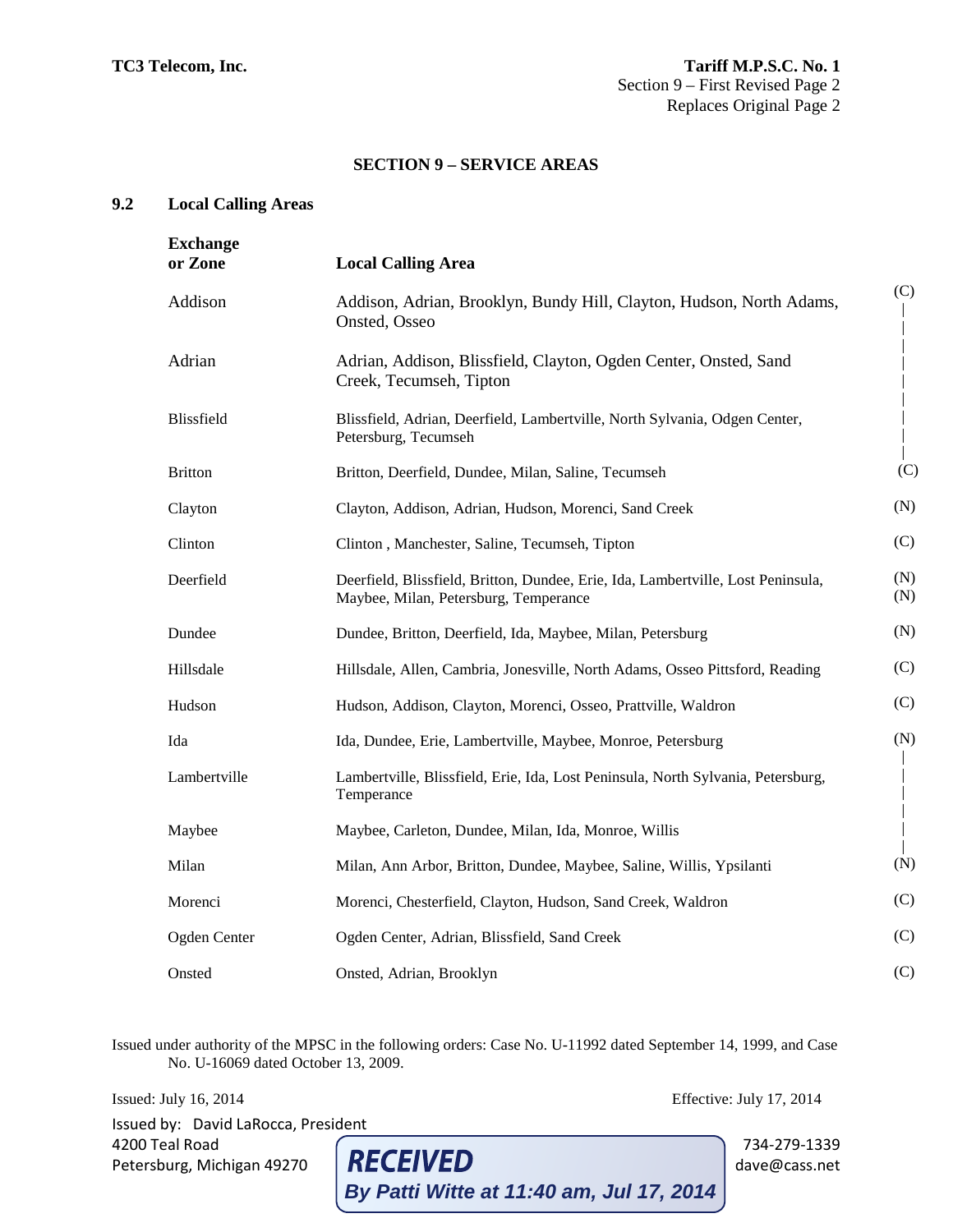TC3 Telecom, Inc.

**Tariff M.P.S.C. No. 1**
Section 9 – First Revised Page 2
Replaces Original Page 2

## SECTION 9 – SERVICE AREAS

### 9.2 Local Calling Areas

| Exchange or Zone | Local Calling Area | |
|---|---|---|
| Addison | Addison, Adrian, Brooklyn, Bundy Hill, Clayton, Hudson, North Adams, Onsted, Osseo | (C) |
| Adrian | Adrian, Addison, Blissfield, Clayton, Ogden Center, Onsted, Sand Creek, Tecumseh, Tipton | \| |
| Blissfield | Blissfield, Adrian, Deerfield, Lambertville, North Sylvania, Odgen Center, Petersburg, Tecumseh | \| |
| Britton | Britton, Deerfield, Dundee, Milan, Saline, Tecumseh | (C) |
| Clayton | Clayton, Addison, Adrian, Hudson, Morenci, Sand Creek | (N) |
| Clinton | Clinton , Manchester, Saline, Tecumseh, Tipton | (C) |
| Deerfield | Deerfield, Blissfield, Britton, Dundee, Erie, Ida, Lambertville, Lost Peninsula, Maybee, Milan, Petersburg, Temperance | (N) (N) |
| Dundee | Dundee, Britton, Deerfield, Ida, Maybee, Milan, Petersburg | (N) |
| Hillsdale | Hillsdale, Allen, Cambria, Jonesville, North Adams, Osseo Pittsford, Reading | (C) |
| Hudson | Hudson, Addison, Clayton, Morenci, Osseo, Prattville, Waldron | (C) |
| Ida | Ida, Dundee, Erie, Lambertville, Maybee, Monroe, Petersburg | (N) |
| Lambertville | Lambertville, Blissfield, Erie, Ida, Lost Peninsula, North Sylvania, Petersburg, Temperance | \| |
| Maybee | Maybee, Carleton, Dundee, Milan, Ida, Monroe, Willis | \| |
| Milan | Milan, Ann Arbor, Britton, Dundee, Maybee, Saline, Willis, Ypsilanti | (N) |
| Morenci | Morenci, Chesterfield, Clayton, Hudson, Sand Creek, Waldron | (C) |
| Ogden Center | Ogden Center, Adrian, Blissfield, Sand Creek | (C) |
| Onsted | Onsted, Adrian, Brooklyn | (C) |

Issued under authority of the MPSC in the following orders: Case No. U-11992 dated September 14, 1999, and Case No. U-16069 dated October 13, 2009.

Issued: July 16, 2014

Effective: July 17, 2014

Issued by: David LaRocca, President
4200 Teal Road
Petersburg, Michigan 49270

734-279-1339
dave@cass.net

RECEIVED
By Patti Witte at 11:40 am, Jul 17, 2014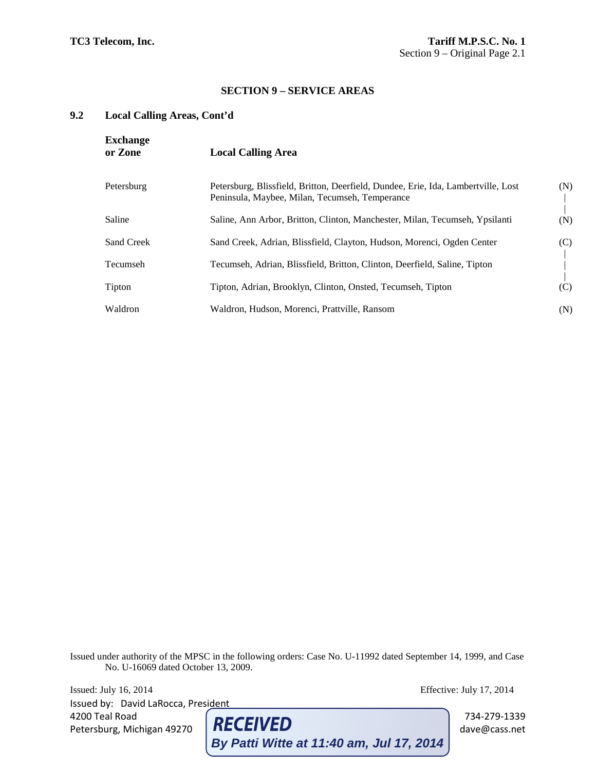## SECTION 9 – SERVICE AREAS

### 9.2 Local Calling Areas, Cont'd

| Exchange or Zone | Local Calling Area | |
|---|---|---|
| Petersburg | Petersburg, Blissfield, Britton, Deerfield, Dundee, Erie, Ida, Lambertville, Lost Peninsula, Maybee, Milan, Tecumseh, Temperance | (N) |
| Saline | Saline, Ann Arbor, Britton, Clinton, Manchester, Milan, Tecumseh, Ypsilanti | (N) |
| Sand Creek | Sand Creek, Adrian, Blissfield, Clayton, Hudson, Morenci, Ogden Center | (C) |
| Tecumseh | Tecumseh, Adrian, Blissfield, Britton, Clinton, Deerfield, Saline, Tipton | |
| Tipton | Tipton, Adrian, Brooklyn, Clinton, Onsted, Tecumseh, Tipton | (C) |
| Waldron | Waldron, Hudson, Morenci, Prattville, Ransom | (N) |

Issued under authority of the MPSC in the following orders: Case No. U-11992 dated September 14, 1999, and Case No. U-16069 dated October 13, 2009.

Issued: July 16, 2014

Effective: July 17, 2014

Issued by: David LaRocca, President
4200 Teal Road
Petersburg, Michigan 49270

734-279-1339
dave@cass.net

**RECEIVED**
*By Patti Witte at 11:40 am, Jul 17, 2014*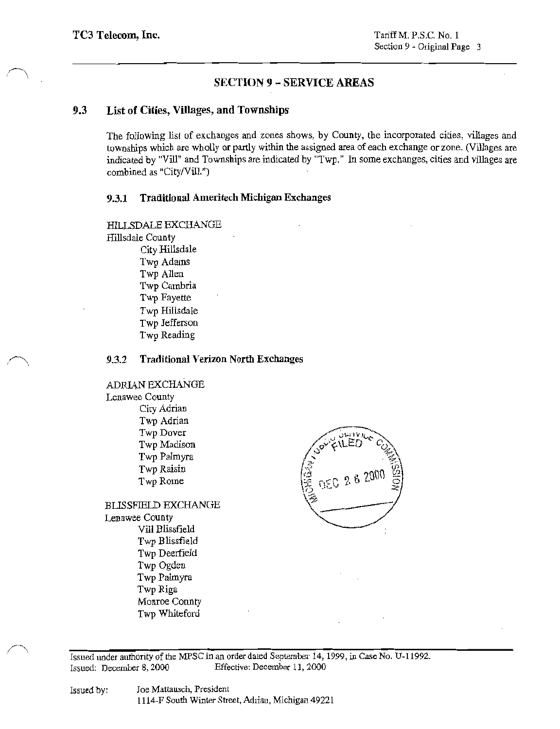## SECTION 9 – SERVICE AREAS

### 9.3 List of Cities, Villages, and Townships

The following list of exchanges and zones shows, by County, the incorporated cities, villages and townships which are wholly or partly within the assigned area of each exchange or zone. (Villages are indicated by "Vill" and Townships are indicated by "Twp." In some exchanges, cities and villages are combined as "City/Vill.")

#### 9.3.1 Traditional Ameritech Michigan Exchanges

HILLSDALE EXCHANGE

Hillsdale County

- City Hillsdale
- Twp Adams
- Twp Allen
- Twp Cambria
- Twp Fayette
- Twp Hillsdale
- Twp Jefferson
- Twp Reading

#### 9.3.2 Traditional Verizon North Exchanges

ADRIAN EXCHANGE

Lenawee County

- City Adrian
- Twp Adrian
- Twp Dover
- Twp Madison
- Twp Palmyra
- Twp Raisin
- Twp Rome

BLISSFIELD EXCHANGE

Lenawee County

- Vill Blissfield
- Twp Blissfield
- Twp Deerfield
- Twp Ogden
- Twp Palmyra
- Twp Riga

Monroe Connty

- Twp Whiteford

Issued under authority of the MPSC in an order dated September 14, 1999, in Case No. U-11992.
Issued: December 8, 2000 Effective: December 11, 2000

Issued by: Joe Mattausch, President
1114-F South Winter Street, Adrian, Michigan 49221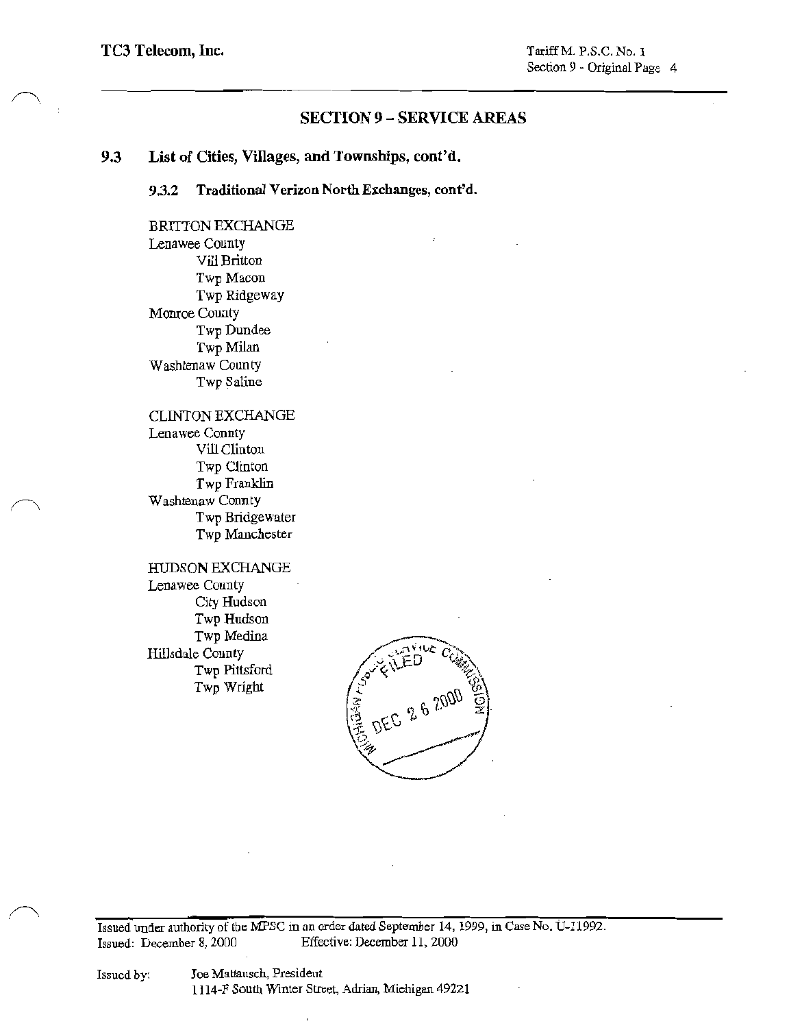## SECTION 9 – SERVICE AREAS

### 9.3 List of Cities, Villages, and Townships, cont'd.

#### 9.3.2 Traditional Verizon North Exchanges, cont'd.

BRITTON EXCHANGE
Lenawee County
- Vill Britton
- Twp Macon
- Twp Ridgeway

Monroe County
- Twp Dundee
- Twp Milan

Washtenaw County
- Twp Saline

CLINTON EXCHANGE
Lenawee County
- Vill Clinton
- Twp Clinton
- Twp Franklin

Washtenaw County
- Twp Bridgewater
- Twp Manchester

HUDSON EXCHANGE
Lenawee County
- City Hudson
- Twp Hudson
- Twp Medina

Hillsdale County
- Twp Pittsford
- Twp Wright

MICHIGAN PUBLIC SERVICE COMMISSION FILED DEC 26 2000

Issued under authority of the MPSC in an order dated September 14, 1999, in Case No. U-11992.
Issued: December 8, 2000 Effective: December 11, 2000

Issued by: Joe Mattausch, President
1114-F South Winter Street, Adrian, Michigan 49221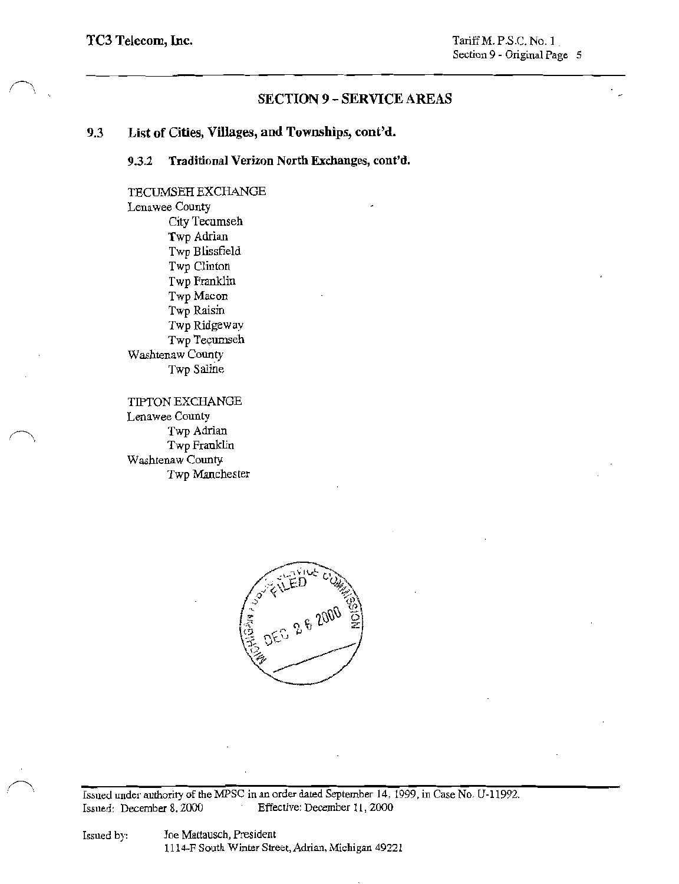## SECTION 9 - SERVICE AREAS

### 9.3 List of Cities, Villages, and Townships, cont'd.

#### 9.3.2 Traditional Verizon North Exchanges, cont'd.

TECUMSEH EXCHANGE
Lenawee County
- City Tecumseh
- Twp Adrian
- Twp Blissfield
- Twp Clinton
- Twp Franklin
- Twp Macon
- Twp Raisin
- Twp Ridgeway
- Twp Tecumseh

Washtenaw County
- Twp Saline

TIPTON EXCHANGE
Lenawee County
- Twp Adrian
- Twp Franklin

Washtenaw County
- Twp Manchester

MICHIGAN PUBLIC SERVICE COMMISSION FILED DEC 26 2000

Issued under authority of the MPSC in an order dated September 14, 1999, in Case No. U-11992.
Issued: December 8, 2000 Effective: December 11, 2000

Issued by: Joe Mattausch, President
1114-F South Winter Street, Adrian, Michigan 49221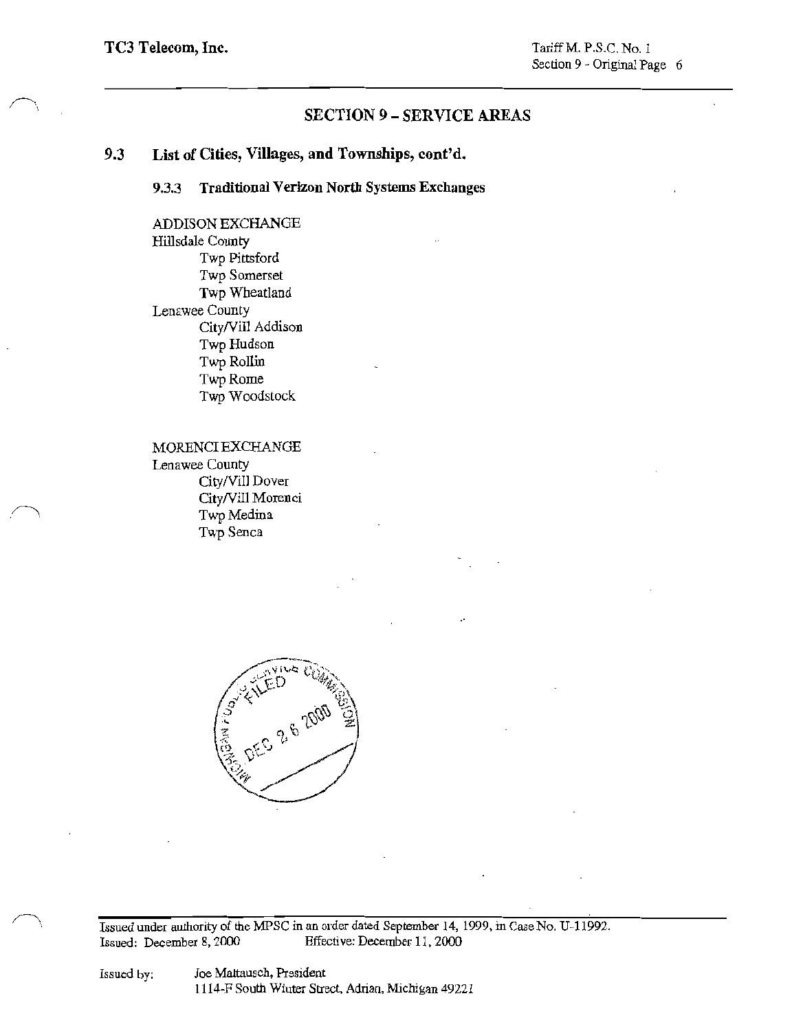## SECTION 9 – SERVICE AREAS

### 9.3 List of Cities, Villages, and Townships, cont'd.

#### 9.3.3 Traditional Verizon North Systems Exchanges

ADDISON EXCHANGE

Hillsdale County

- Twp Pittsford
- Twp Somerset
- Twp Wheatland

Lenawee County

- City/Vill Addison
- Twp Hudson
- Twp Rollin
- Twp Rome
- Twp Woodstock

MORENCI EXCHANGE

Lenawee County

- City/Vill Dover
- City/Vill Morenci
- Twp Medina
- Twp Senca

MICHIGAN PUBLIC SERVICE COMMISSION FILED DEC 26 2000

Issued under authority of the MPSC in an order dated September 14, 1999, in Case No. U-11992.
Issued: December 8, 2000 Effective: December 11, 2000

Issued by: Joe Maltausch, President
1114-F South Winter Street, Adrian, Michigan 49221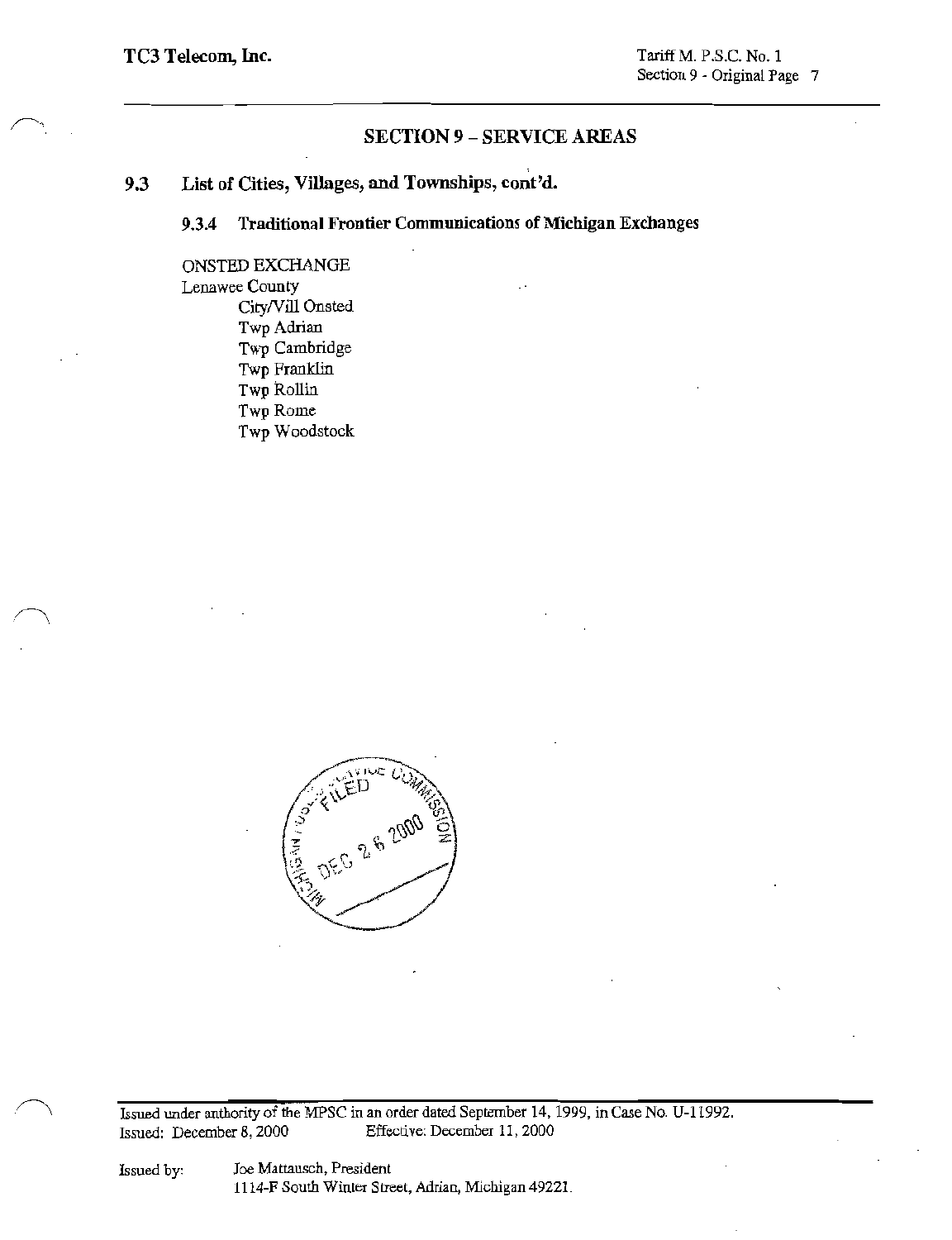# SECTION 9 – SERVICE AREAS

## 9.3 List of Cities, Villages, and Townships, cont'd.

### 9.3.4 Traditional Frontier Communications of Michigan Exchanges

ONSTED EXCHANGE

Lenawee County

- City/Vill Onsted
- Twp Adrian
- Twp Cambridge
- Twp Franklin
- Twp Rollin
- Twp Rome
- Twp Woodstock

MICHIGAN PUBLIC SERVICE COMMISSION FILED DEC 26 2000

Issued under authority of the MPSC in an order dated September 14, 1999, in Case No. U-11992.

Issued: December 8, 2000 Effective: December 11, 2000

Issued by: Joe Mattausch, President
1114-F South Winter Street, Adrian, Michigan 49221.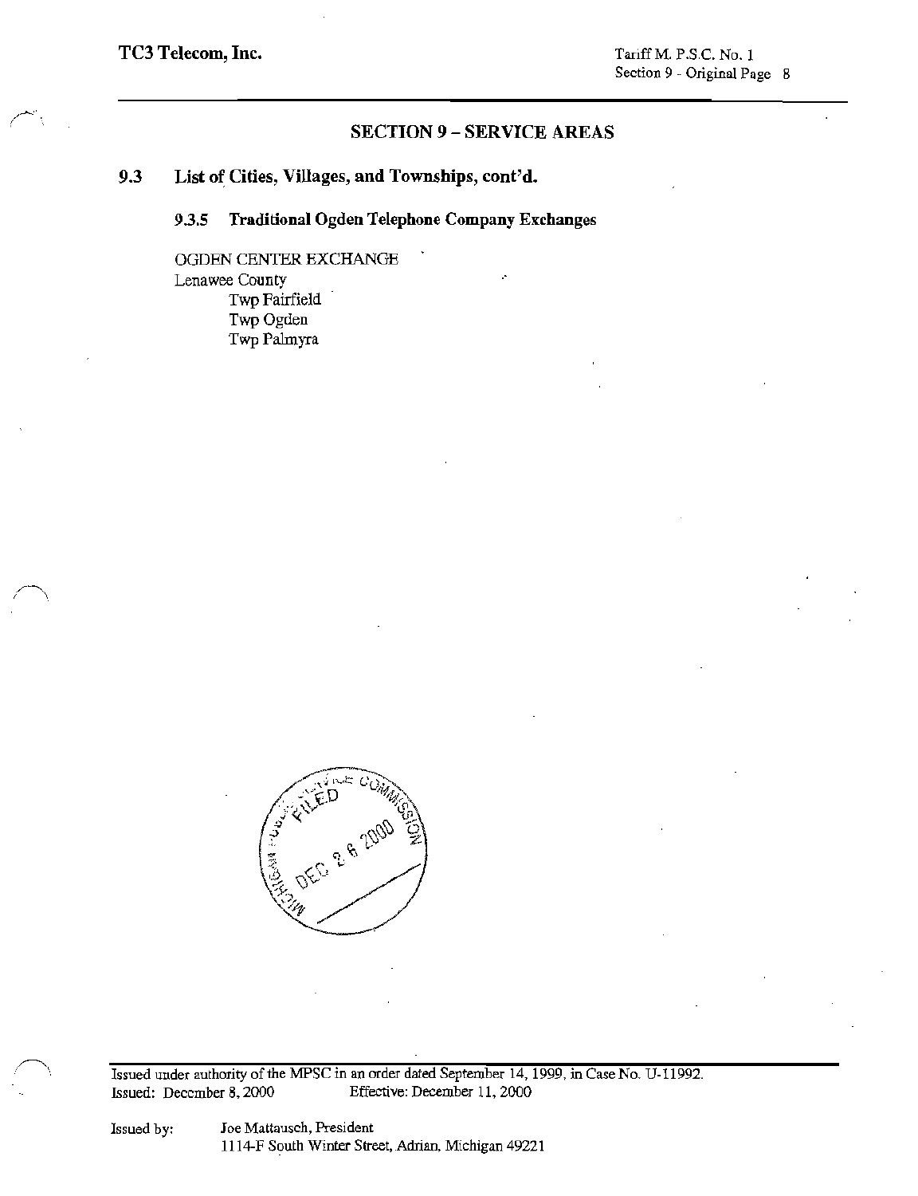## SECTION 9 – SERVICE AREAS

### 9.3 List of Cities, Villages, and Townships, cont'd.

#### 9.3.5 Traditional Ogden Telephone Company Exchanges

OGDEN CENTER EXCHANGE
Lenawee County
- Twp Fairfield
- Twp Ogden
- Twp Palmyra

MICHIGAN PUBLIC SERVICE COMMISSION FILED DEC 26 2000

Issued under authority of the MPSC in an order dated September 14, 1999, in Case No. U-11992.
Issued: December 8, 2000 Effective: December 11, 2000

Issued by: Joe Mattausch, President
1114-F South Winter Street, Adrian, Michigan 49221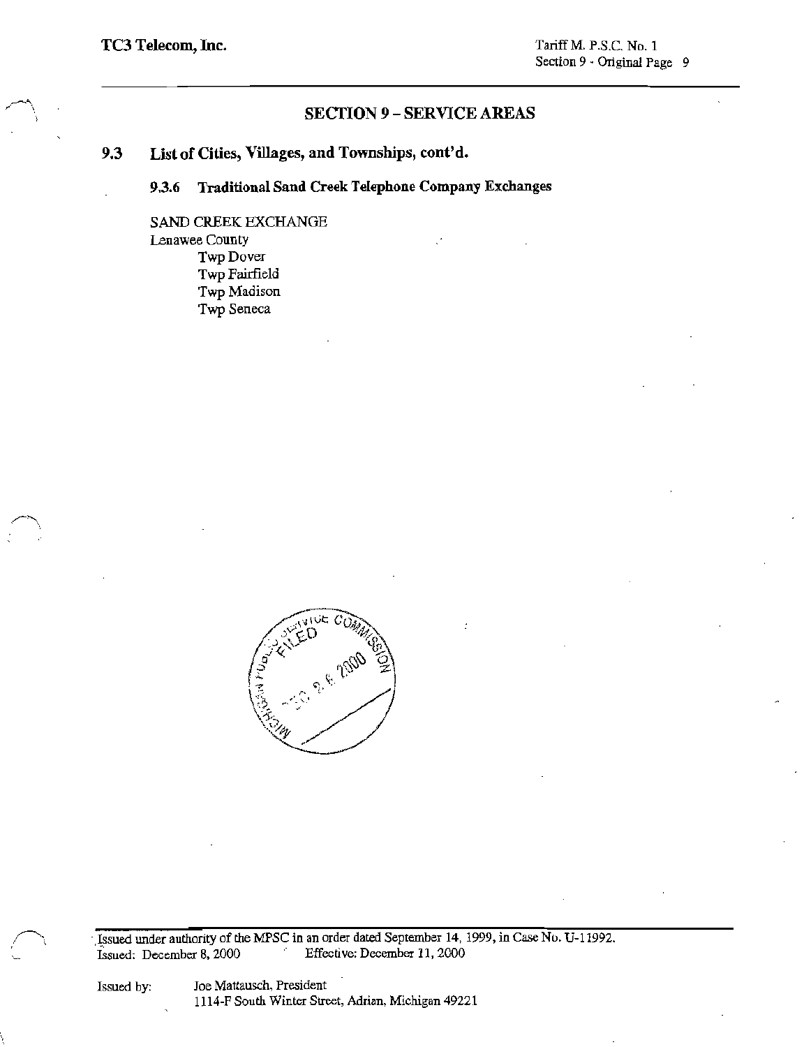## SECTION 9 – SERVICE AREAS

### 9.3 List of Cities, Villages, and Townships, cont'd.

#### 9.3.6 Traditional Sand Creek Telephone Company Exchanges

SAND CREEK EXCHANGE
Lenawee County
- Twp Dover
- Twp Fairfield
- Twp Madison
- Twp Seneca

Issued under authority of the MPSC in an order dated September 14, 1999, in Case No. U-11992.
Issued: December 8, 2000 Effective: December 11, 2000

Issued by: Joe Mattausch, President
1114-F South Winter Street, Adrian, Michigan 49221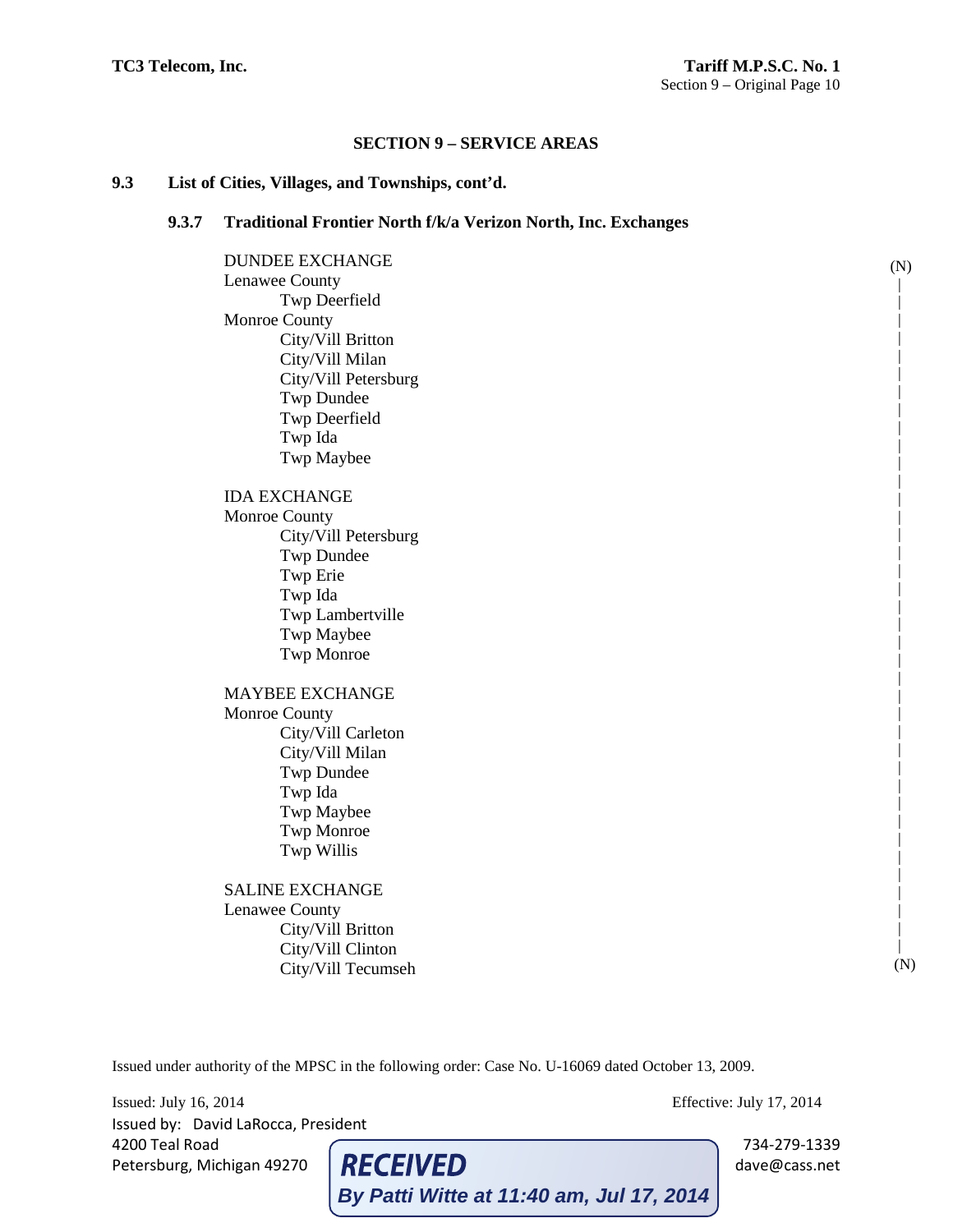## SECTION 9 – SERVICE AREAS

### 9.3 List of Cities, Villages, and Townships, cont'd.

#### 9.3.7 Traditional Frontier North f/k/a Verizon North, Inc. Exchanges

(N)

DUNDEE EXCHANGE
Lenawee County
- Twp Deerfield

Monroe County
- City/Vill Britton
- City/Vill Milan
- City/Vill Petersburg
- Twp Dundee
- Twp Deerfield
- Twp Ida
- Twp Maybee

IDA EXCHANGE
Monroe County
- City/Vill Petersburg
- Twp Dundee
- Twp Erie
- Twp Ida
- Twp Lambertville
- Twp Maybee
- Twp Monroe

MAYBEE EXCHANGE
Monroe County
- City/Vill Carleton
- City/Vill Milan
- Twp Dundee
- Twp Ida
- Twp Maybee
- Twp Monroe
- Twp Willis

SALINE EXCHANGE
Lenawee County
- City/Vill Britton
- City/Vill Clinton
- City/Vill Tecumseh

(N)

Issued under authority of the MPSC in the following order: Case No. U-16069 dated October 13, 2009.

Issued: July 16, 2014 Effective: July 17, 2014

Issued by: David LaRocca, President
4200 Teal Road
Petersburg, Michigan 49270
734-279-1339
dave@cass.net

RECEIVED
By Patti Witte at 11:40 am, Jul 17, 2014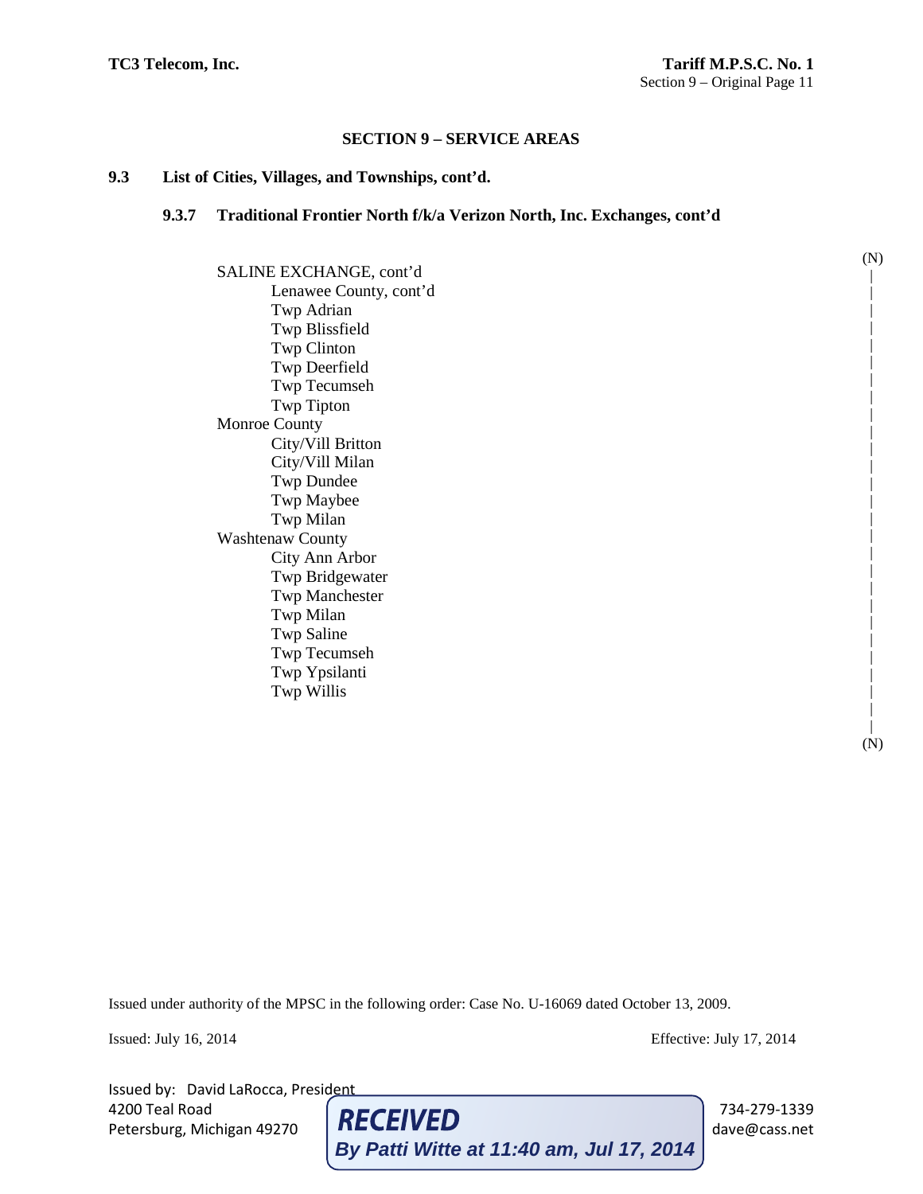## SECTION 9 – SERVICE AREAS

### 9.3 List of Cities, Villages, and Townships, cont'd.

#### 9.3.7 Traditional Frontier North f/k/a Verizon North, Inc. Exchanges, cont'd

(N)

SALINE EXCHANGE, cont'd

- Lenawee County, cont'd
  - Twp Adrian
  - Twp Blissfield
  - Twp Clinton
  - Twp Deerfield
  - Twp Tecumseh
  - Twp Tipton
- Monroe County
  - City/Vill Britton
  - City/Vill Milan
  - Twp Dundee
  - Twp Maybee
  - Twp Milan
- Washtenaw County
  - City Ann Arbor
  - Twp Bridgewater
  - Twp Manchester
  - Twp Milan
  - Twp Saline
  - Twp Tecumseh
  - Twp Ypsilanti
  - Twp Willis

(N)

Issued under authority of the MPSC in the following order: Case No. U-16069 dated October 13, 2009.

Issued: July 16, 2014

Effective: July 17, 2014

Issued by: David LaRocca, President
4200 Teal Road
Petersburg, Michigan 49270

734-279-1339
dave@cass.net

RECEIVED
By Patti Witte at 11:40 am, Jul 17, 2014